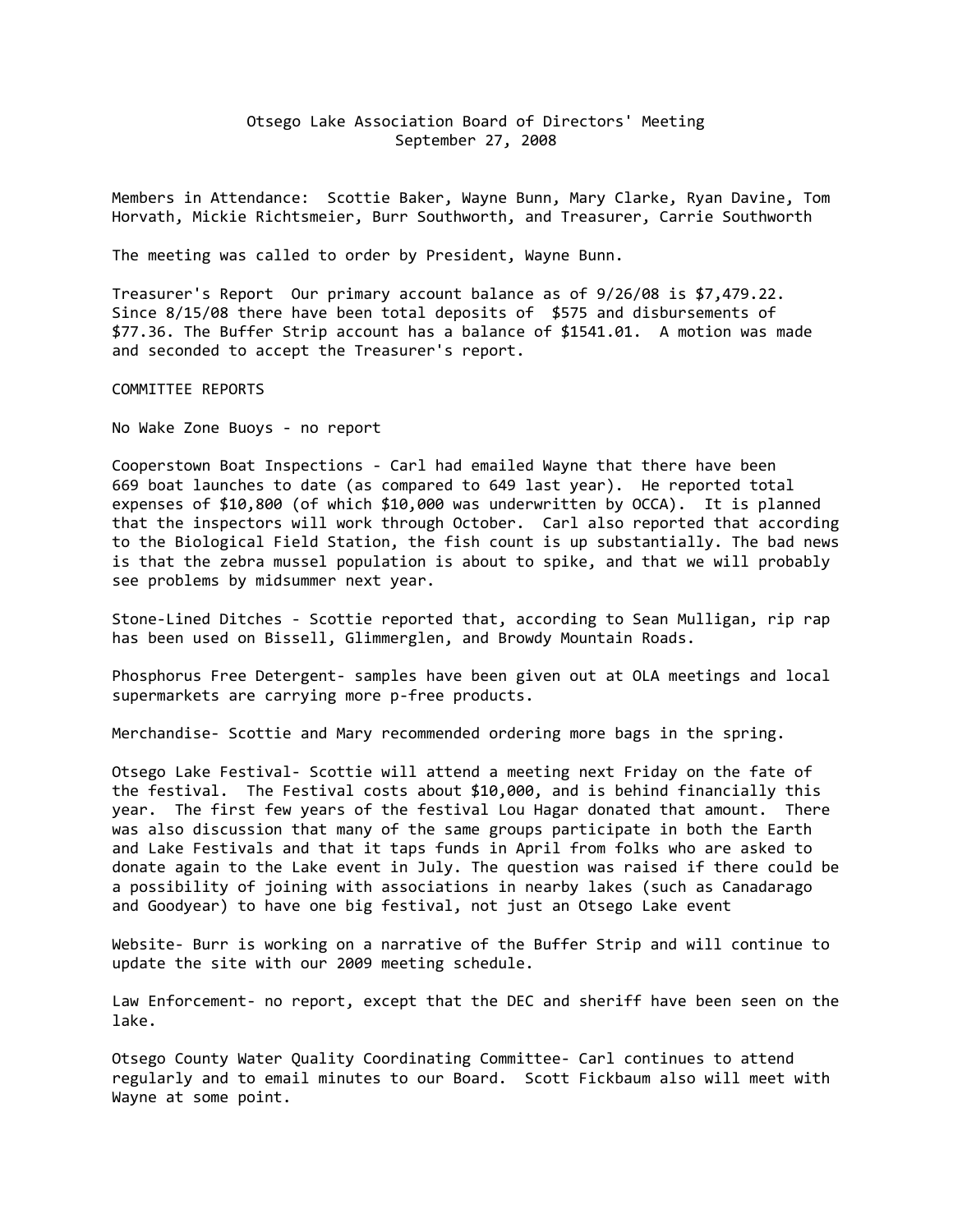# Otsego Lake Association Board of Directors' Meeting
## September 27, 2008

Members in Attendance: Scottie Baker, Wayne Bunn, Mary Clarke, Ryan Davine, Tom Horvath, Mickie Richtsmeier, Burr Southworth, and Treasurer, Carrie Southworth

The meeting was called to order by President, Wayne Bunn.

Treasurer's Report Our primary account balance as of 9/26/08 is $7,479.22. Since 8/15/08 there have been total deposits of $575 and disbursements of $77.36. The Buffer Strip account has a balance of $1541.01. A motion was made and seconded to accept the Treasurer's report.

COMMITTEE REPORTS

No Wake Zone Buoys - no report

Cooperstown Boat Inspections - Carl had emailed Wayne that there have been 669 boat launches to date (as compared to 649 last year). He reported total expenses of $10,800 (of which $10,000 was underwritten by OCCA). It is planned that the inspectors will work through October. Carl also reported that according to the Biological Field Station, the fish count is up substantially. The bad news is that the zebra mussel population is about to spike, and that we will probably see problems by midsummer next year.

Stone-Lined Ditches - Scottie reported that, according to Sean Mulligan, rip rap has been used on Bissell, Glimmerglen, and Browdy Mountain Roads.

Phosphorus Free Detergent- samples have been given out at OLA meetings and local supermarkets are carrying more p-free products.

Merchandise- Scottie and Mary recommended ordering more bags in the spring.

Otsego Lake Festival- Scottie will attend a meeting next Friday on the fate of the festival. The Festival costs about $10,000, and is behind financially this year. The first few years of the festival Lou Hagar donated that amount. There was also discussion that many of the same groups participate in both the Earth and Lake Festivals and that it taps funds in April from folks who are asked to donate again to the Lake event in July. The question was raised if there could be a possibility of joining with associations in nearby lakes (such as Canadarago and Goodyear) to have one big festival, not just an Otsego Lake event

Website- Burr is working on a narrative of the Buffer Strip and will continue to update the site with our 2009 meeting schedule.

Law Enforcement- no report, except that the DEC and sheriff have been seen on the lake.

Otsego County Water Quality Coordinating Committee- Carl continues to attend regularly and to email minutes to our Board. Scott Fickbaum also will meet with Wayne at some point.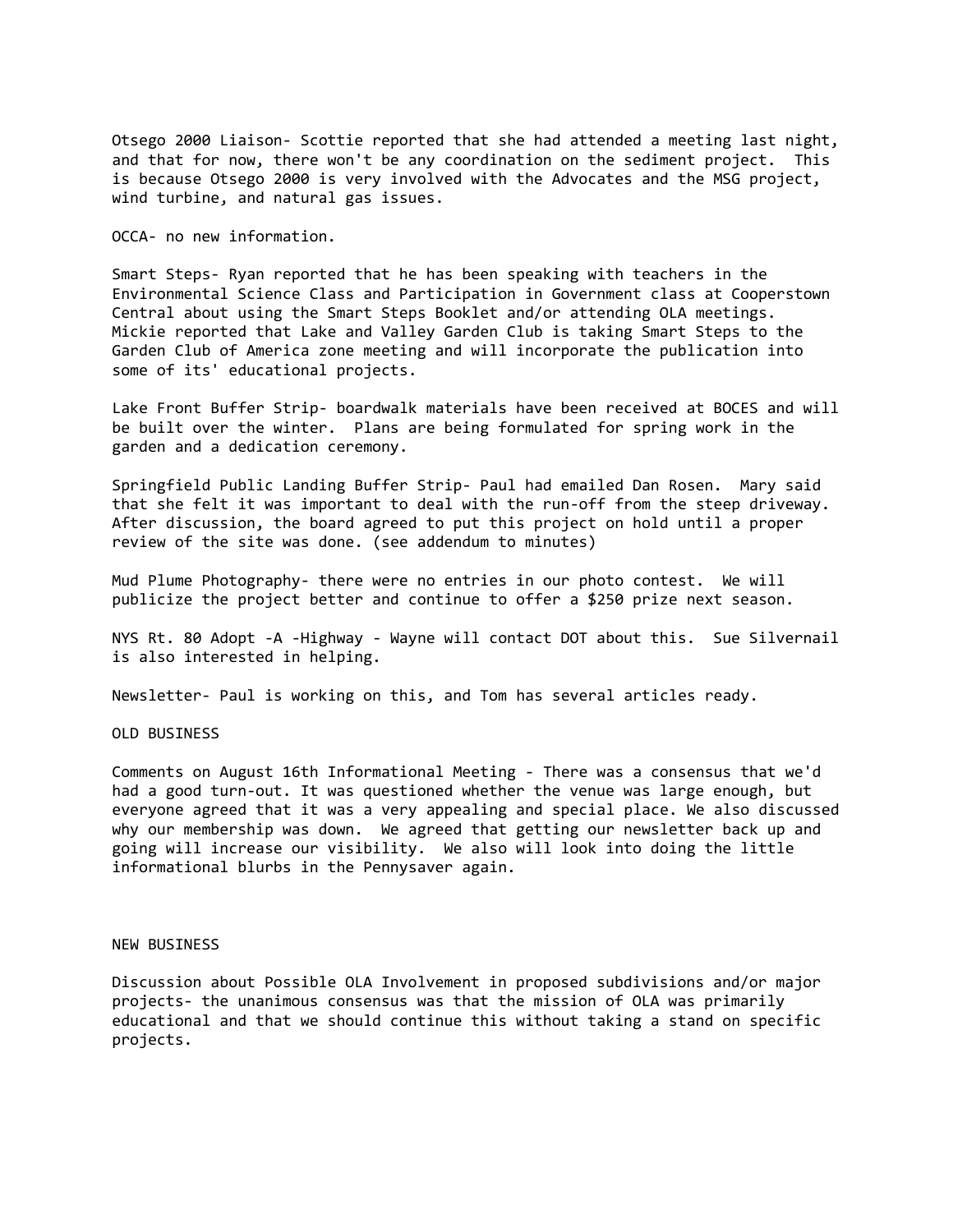Otsego 2000 Liaison- Scottie reported that she had attended a meeting last night, and that for now, there won't be any coordination on the sediment project. This is because Otsego 2000 is very involved with the Advocates and the MSG project, wind turbine, and natural gas issues.

OCCA- no new information.

Smart Steps- Ryan reported that he has been speaking with teachers in the Environmental Science Class and Participation in Government class at Cooperstown Central about using the Smart Steps Booklet and/or attending OLA meetings. Mickie reported that Lake and Valley Garden Club is taking Smart Steps to the Garden Club of America zone meeting and will incorporate the publication into some of its' educational projects.

Lake Front Buffer Strip- boardwalk materials have been received at BOCES and will be built over the winter. Plans are being formulated for spring work in the garden and a dedication ceremony.

Springfield Public Landing Buffer Strip- Paul had emailed Dan Rosen. Mary said that she felt it was important to deal with the run-off from the steep driveway. After discussion, the board agreed to put this project on hold until a proper review of the site was done. (see addendum to minutes)

Mud Plume Photography- there were no entries in our photo contest. We will publicize the project better and continue to offer a $250 prize next season.

NYS Rt. 80 Adopt -A -Highway - Wayne will contact DOT about this. Sue Silvernail is also interested in helping.

Newsletter- Paul is working on this, and Tom has several articles ready.

## OLD BUSINESS

Comments on August 16th Informational Meeting - There was a consensus that we'd had a good turn-out. It was questioned whether the venue was large enough, but everyone agreed that it was a very appealing and special place. We also discussed why our membership was down. We agreed that getting our newsletter back up and going will increase our visibility. We also will look into doing the little informational blurbs in the Pennysaver again.

## NEW BUSINESS

Discussion about Possible OLA Involvement in proposed subdivisions and/or major projects- the unanimous consensus was that the mission of OLA was primarily educational and that we should continue this without taking a stand on specific projects.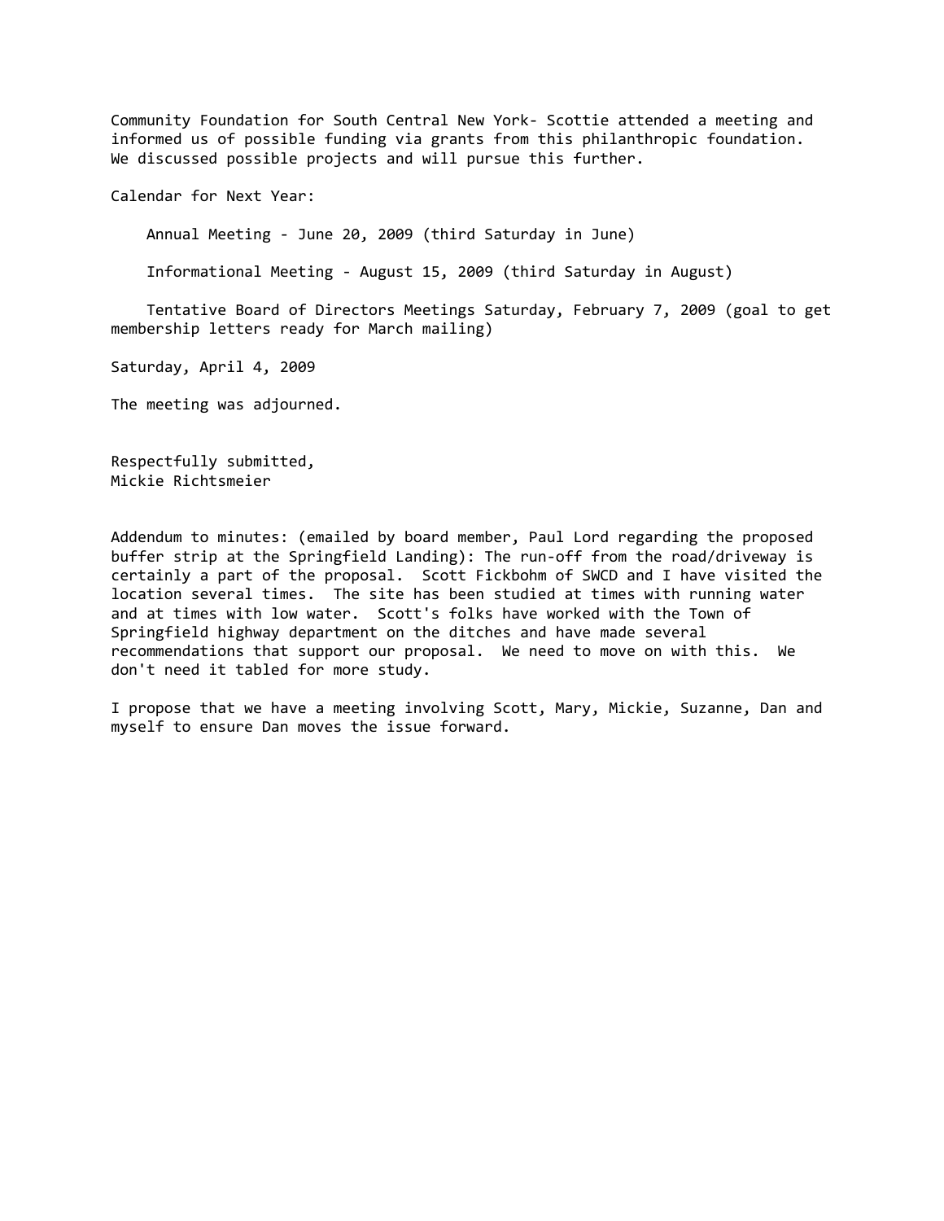Community Foundation for South Central New York- Scottie attended a meeting and informed us of possible funding via grants from this philanthropic foundation. We discussed possible projects and will pursue this further.

Calendar for Next Year:

Annual Meeting - June 20, 2009 (third Saturday in June)

Informational Meeting - August 15, 2009 (third Saturday in August)

Tentative Board of Directors Meetings Saturday, February 7, 2009 (goal to get membership letters ready for March mailing)

Saturday, April 4, 2009

The meeting was adjourned.

Respectfully submitted,
Mickie Richtsmeier

Addendum to minutes: (emailed by board member, Paul Lord regarding the proposed buffer strip at the Springfield Landing): The run-off from the road/driveway is certainly a part of the proposal. Scott Fickbohm of SWCD and I have visited the location several times. The site has been studied at times with running water and at times with low water. Scott's folks have worked with the Town of Springfield highway department on the ditches and have made several recommendations that support our proposal. We need to move on with this. We don't need it tabled for more study.

I propose that we have a meeting involving Scott, Mary, Mickie, Suzanne, Dan and myself to ensure Dan moves the issue forward.